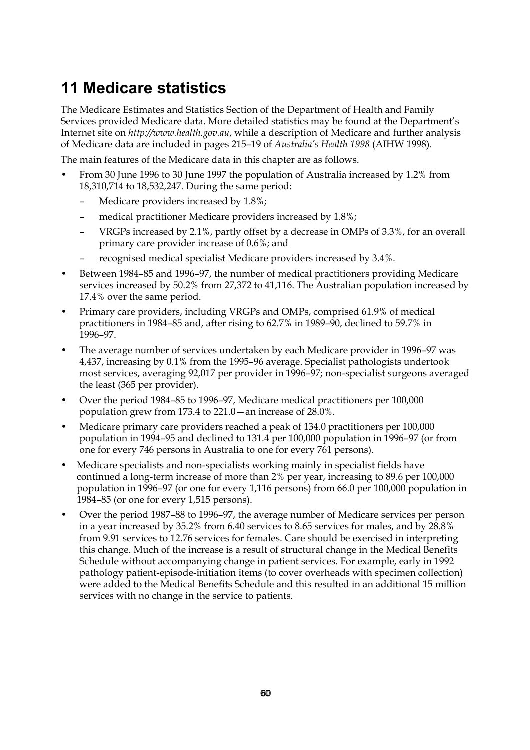# 11 Medicare statistics

The Medicare Estimates and Statistics Section of the Department of Health and Family Services provided Medicare data. More detailed statistics may be found at the Department's Internet site on *http://www.health.gov.au*, while a description of Medicare and further analysis of Medicare data are included in pages 215–19 of *Australia's Health 1998* (AIHW 1998).

The main features of the Medicare data in this chapter are as follows.

- From 30 June 1996 to 30 June 1997 the population of Australia increased by 1.2% from 18,310,714 to 18,532,247. During the same period:
  - Medicare providers increased by 1.8%;
  - medical practitioner Medicare providers increased by 1.8%;
  - VRGPs increased by 2.1%, partly offset by a decrease in OMPs of 3.3%, for an overall primary care provider increase of 0.6%; and
  - recognised medical specialist Medicare providers increased by 3.4%.
- Between 1984–85 and 1996–97, the number of medical practitioners providing Medicare services increased by 50.2% from 27,372 to 41,116. The Australian population increased by 17.4% over the same period.
- Primary care providers, including VRGPs and OMPs, comprised 61.9% of medical practitioners in 1984–85 and, after rising to 62.7% in 1989–90, declined to 59.7% in 1996–97.
- The average number of services undertaken by each Medicare provider in 1996–97 was 4,437, increasing by 0.1% from the 1995–96 average. Specialist pathologists undertook most services, averaging 92,017 per provider in 1996–97; non-specialist surgeons averaged the least (365 per provider).
- Over the period 1984–85 to 1996–97, Medicare medical practitioners per 100,000 population grew from 173.4 to 221.0—an increase of 28.0%.
- Medicare primary care providers reached a peak of 134.0 practitioners per 100,000 population in 1994–95 and declined to 131.4 per 100,000 population in 1996–97 (or from one for every 746 persons in Australia to one for every 761 persons).
- Medicare specialists and non-specialists working mainly in specialist fields have continued a long-term increase of more than 2% per year, increasing to 89.6 per 100,000 population in 1996–97 (or one for every 1,116 persons) from 66.0 per 100,000 population in 1984–85 (or one for every 1,515 persons).
- Over the period 1987–88 to 1996–97, the average number of Medicare services per person in a year increased by 35.2% from 6.40 services to 8.65 services for males, and by 28.8% from 9.91 services to 12.76 services for females. Care should be exercised in interpreting this change. Much of the increase is a result of structural change in the Medical Benefits Schedule without accompanying change in patient services. For example, early in 1992 pathology patient-episode-initiation items (to cover overheads with specimen collection) were added to the Medical Benefits Schedule and this resulted in an additional 15 million services with no change in the service to patients.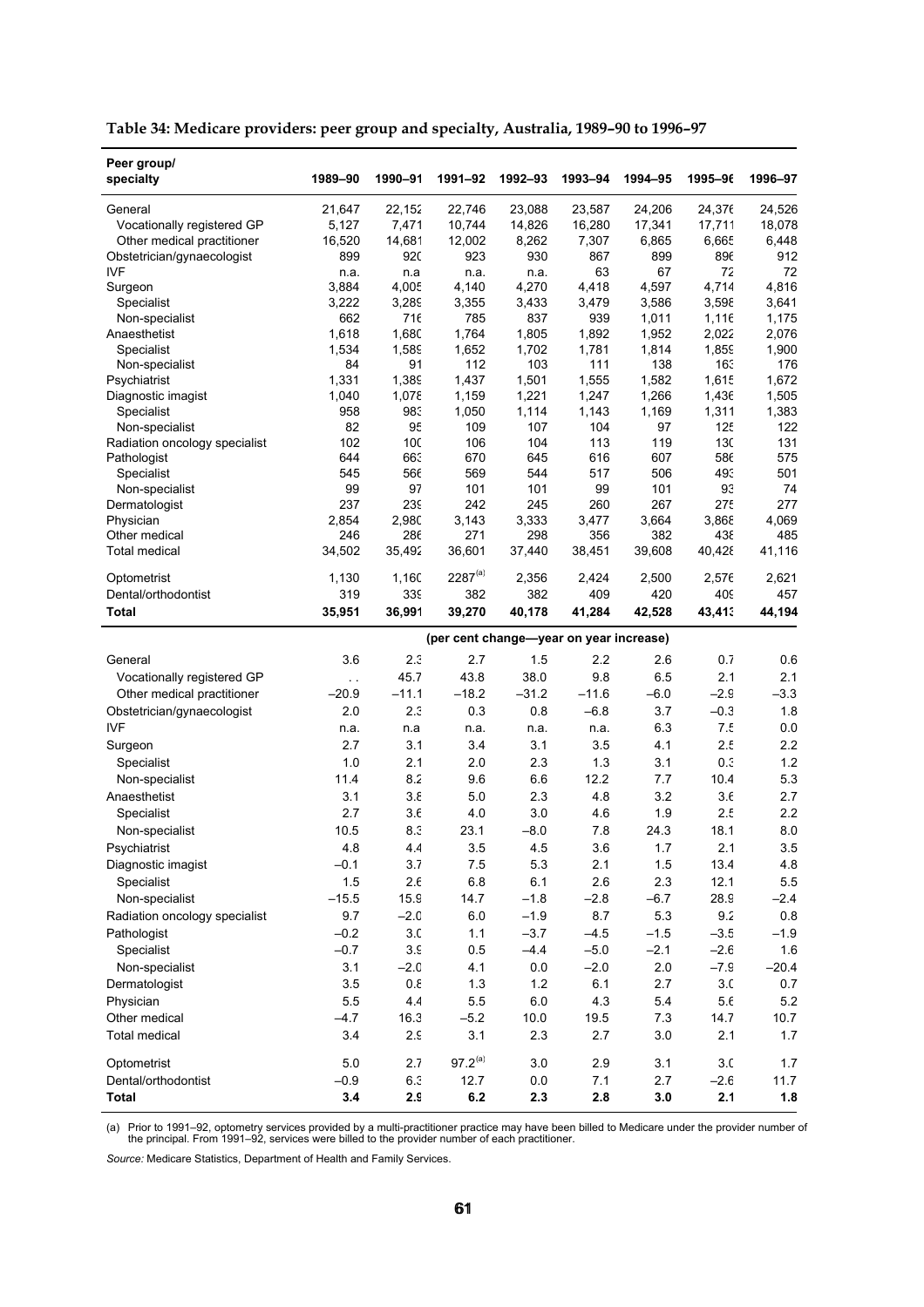**Table 34: Medicare providers: peer group and specialty, Australia, 1989–90 to 1996–97**

| Peer group/ specialty | 1989–90 | 1990–91 | 1991–92 | 1992–93 | 1993–94 | 1994–95 | 1995–96 | 1996–97 |
|---|---|---|---|---|---|---|---|---|
| General | 21,647 | 22,152 | 22,746 | 23,088 | 23,587 | 24,206 | 24,376 | 24,526 |
| Vocationally registered GP | 5,127 | 7,471 | 10,744 | 14,826 | 16,280 | 17,341 | 17,711 | 18,078 |
| Other medical practitioner | 16,520 | 14,681 | 12,002 | 8,262 | 7,307 | 6,865 | 6,665 | 6,448 |
| Obstetrician/gynaecologist | 899 | 920 | 923 | 930 | 867 | 899 | 896 | 912 |
| IVF | n.a. | n.a | n.a. | n.a. | 63 | 67 | 72 | 72 |
| Surgeon | 3,884 | 4,005 | 4,140 | 4,270 | 4,418 | 4,597 | 4,714 | 4,816 |
| Specialist | 3,222 | 3,289 | 3,355 | 3,433 | 3,479 | 3,586 | 3,598 | 3,641 |
| Non-specialist | 662 | 716 | 785 | 837 | 939 | 1,011 | 1,116 | 1,175 |
| Anaesthetist | 1,618 | 1,680 | 1,764 | 1,805 | 1,892 | 1,952 | 2,022 | 2,076 |
| Specialist | 1,534 | 1,589 | 1,652 | 1,702 | 1,781 | 1,814 | 1,859 | 1,900 |
| Non-specialist | 84 | 91 | 112 | 103 | 111 | 138 | 163 | 176 |
| Psychiatrist | 1,331 | 1,389 | 1,437 | 1,501 | 1,555 | 1,582 | 1,615 | 1,672 |
| Diagnostic imagist | 1,040 | 1,078 | 1,159 | 1,221 | 1,247 | 1,266 | 1,436 | 1,505 |
| Specialist | 958 | 983 | 1,050 | 1,114 | 1,143 | 1,169 | 1,311 | 1,383 |
| Non-specialist | 82 | 95 | 109 | 107 | 104 | 97 | 125 | 122 |
| Radiation oncology specialist | 102 | 100 | 106 | 104 | 113 | 119 | 130 | 131 |
| Pathologist | 644 | 663 | 670 | 645 | 616 | 607 | 586 | 575 |
| Specialist | 545 | 566 | 569 | 544 | 517 | 506 | 493 | 501 |
| Non-specialist | 99 | 97 | 101 | 101 | 99 | 101 | 93 | 74 |
| Dermatologist | 237 | 239 | 242 | 245 | 260 | 267 | 275 | 277 |
| Physician | 2,854 | 2,980 | 3,143 | 3,333 | 3,477 | 3,664 | 3,868 | 4,069 |
| Other medical | 246 | 286 | 271 | 298 | 356 | 382 | 438 | 485 |
| Total medical | 34,502 | 35,492 | 36,601 | 37,440 | 38,451 | 39,608 | 40,428 | 41,116 |
| Optometrist | 1,130 | 1,160 | 2287[(a)] | 2,356 | 2,424 | 2,500 | 2,576 | 2,621 |
| Dental/orthodontist | 319 | 339 | 382 | 382 | 409 | 420 | 409 | 457 |
| **Total** | **35,951** | **36,991** | **39,270** | **40,178** | **41,284** | **42,528** | **43,413** | **44,194** |
| | | | (per cent change—year on year increase) | | | | | |
| General | 3.6 | 2.3 | 2.7 | 1.5 | 2.2 | 2.6 | 0.7 | 0.6 |
| Vocationally registered GP | . . | 45.7 | 43.8 | 38.0 | 9.8 | 6.5 | 2.1 | 2.1 |
| Other medical practitioner | –20.9 | –11.1 | –18.2 | –31.2 | –11.6 | –6.0 | –2.9 | –3.3 |
| Obstetrician/gynaecologist | 2.0 | 2.3 | 0.3 | 0.8 | –6.8 | 3.7 | –0.3 | 1.8 |
| IVF | n.a. | n.a | n.a. | n.a. | n.a. | 6.3 | 7.5 | 0.0 |
| Surgeon | 2.7 | 3.1 | 3.4 | 3.1 | 3.5 | 4.1 | 2.5 | 2.2 |
| Specialist | 1.0 | 2.1 | 2.0 | 2.3 | 1.3 | 3.1 | 0.3 | 1.2 |
| Non-specialist | 11.4 | 8.2 | 9.6 | 6.6 | 12.2 | 7.7 | 10.4 | 5.3 |
| Anaesthetist | 3.1 | 3.8 | 5.0 | 2.3 | 4.8 | 3.2 | 3.6 | 2.7 |
| Specialist | 2.7 | 3.6 | 4.0 | 3.0 | 4.6 | 1.9 | 2.5 | 2.2 |
| Non-specialist | 10.5 | 8.3 | 23.1 | –8.0 | 7.8 | 24.3 | 18.1 | 8.0 |
| Psychiatrist | 4.8 | 4.4 | 3.5 | 4.5 | 3.6 | 1.7 | 2.1 | 3.5 |
| Diagnostic imagist | –0.1 | 3.7 | 7.5 | 5.3 | 2.1 | 1.5 | 13.4 | 4.8 |
| Specialist | 1.5 | 2.6 | 6.8 | 6.1 | 2.6 | 2.3 | 12.1 | 5.5 |
| Non-specialist | –15.5 | 15.9 | 14.7 | –1.8 | –2.8 | –6.7 | 28.9 | –2.4 |
| Radiation oncology specialist | 9.7 | –2.0 | 6.0 | –1.9 | 8.7 | 5.3 | 9.2 | 0.8 |
| Pathologist | –0.2 | 3.0 | 1.1 | –3.7 | –4.5 | –1.5 | –3.5 | –1.9 |
| Specialist | –0.7 | 3.9 | 0.5 | –4.4 | –5.0 | –2.1 | –2.6 | 1.6 |
| Non-specialist | 3.1 | –2.0 | 4.1 | 0.0 | –2.0 | 2.0 | –7.9 | –20.4 |
| Dermatologist | 3.5 | 0.8 | 1.3 | 1.2 | 6.1 | 2.7 | 3.0 | 0.7 |
| Physician | 5.5 | 4.4 | 5.5 | 6.0 | 4.3 | 5.4 | 5.6 | 5.2 |
| Other medical | –4.7 | 16.3 | –5.2 | 10.0 | 19.5 | 7.3 | 14.7 | 10.7 |
| Total medical | 3.4 | 2.9 | 3.1 | 2.3 | 2.7 | 3.0 | 2.1 | 1.7 |
| Optometrist | 5.0 | 2.7 | 97.2[(a)] | 3.0 | 2.9 | 3.1 | 3.0 | 1.7 |
| Dental/orthodontist | –0.9 | 6.3 | 12.7 | 0.0 | 7.1 | 2.7 | –2.6 | 11.7 |
| **Total** | **3.4** | **2.9** | **6.2** | **2.3** | **2.8** | **3.0** | **2.1** | **1.8** |

(a) Prior to 1991–92, optometry services provided by a multi-practitioner practice may have been billed to Medicare under the provider number of the principal. From 1991–92, services were billed to the provider number of each practitioner.

*Source:* Medicare Statistics, Department of Health and Family Services.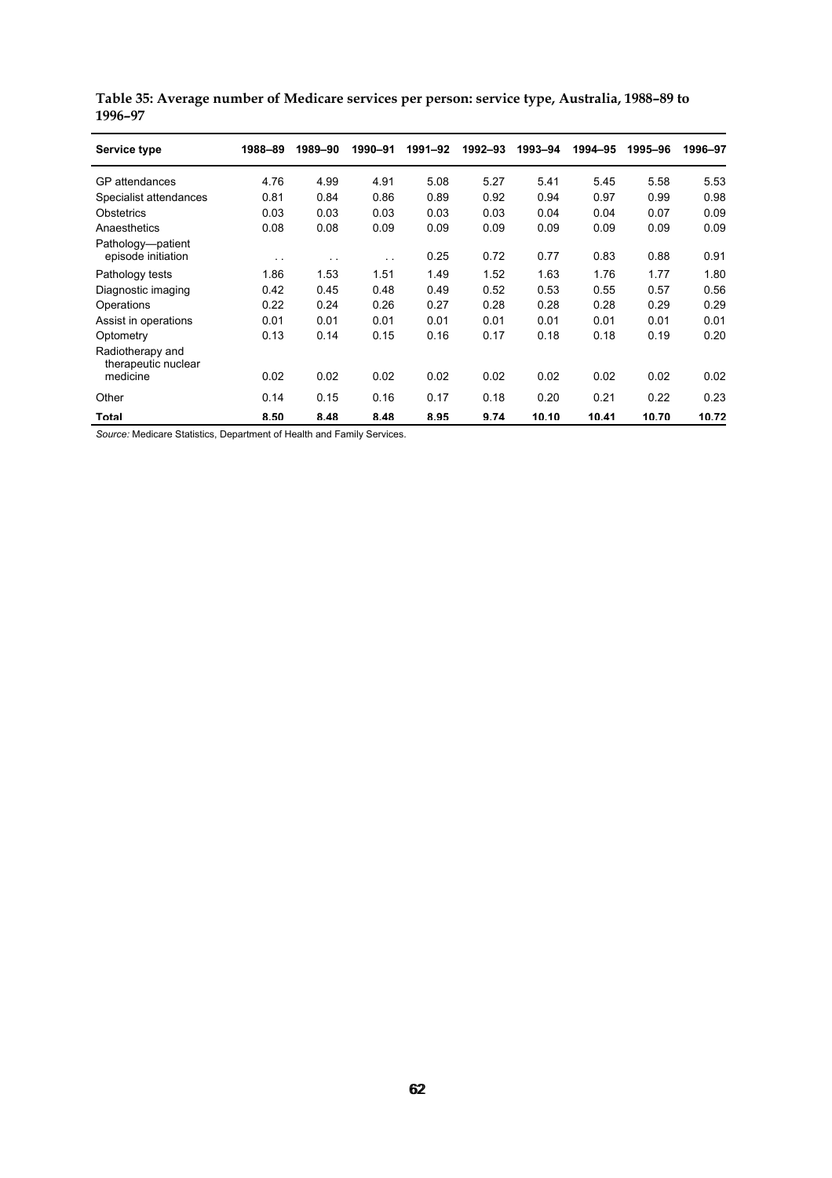**Table 35: Average number of Medicare services per person: service type, Australia, 1988–89 to 1996–97**

| Service type | 1988–89 | 1989–90 | 1990–91 | 1991–92 | 1992–93 | 1993–94 | 1994–95 | 1995–96 | 1996–97 |
|---|---|---|---|---|---|---|---|---|---|
| GP attendances | 4.76 | 4.99 | 4.91 | 5.08 | 5.27 | 5.41 | 5.45 | 5.58 | 5.53 |
| Specialist attendances | 0.81 | 0.84 | 0.86 | 0.89 | 0.92 | 0.94 | 0.97 | 0.99 | 0.98 |
| Obstetrics | 0.03 | 0.03 | 0.03 | 0.03 | 0.03 | 0.04 | 0.04 | 0.07 | 0.09 |
| Anaesthetics | 0.08 | 0.08 | 0.09 | 0.09 | 0.09 | 0.09 | 0.09 | 0.09 | 0.09 |
| Pathology—patient episode initiation | . . | . . | . . | 0.25 | 0.72 | 0.77 | 0.83 | 0.88 | 0.91 |
| Pathology tests | 1.86 | 1.53 | 1.51 | 1.49 | 1.52 | 1.63 | 1.76 | 1.77 | 1.80 |
| Diagnostic imaging | 0.42 | 0.45 | 0.48 | 0.49 | 0.52 | 0.53 | 0.55 | 0.57 | 0.56 |
| Operations | 0.22 | 0.24 | 0.26 | 0.27 | 0.28 | 0.28 | 0.28 | 0.29 | 0.29 |
| Assist in operations | 0.01 | 0.01 | 0.01 | 0.01 | 0.01 | 0.01 | 0.01 | 0.01 | 0.01 |
| Optometry | 0.13 | 0.14 | 0.15 | 0.16 | 0.17 | 0.18 | 0.18 | 0.19 | 0.20 |
| Radiotherapy and therapeutic nuclear medicine | 0.02 | 0.02 | 0.02 | 0.02 | 0.02 | 0.02 | 0.02 | 0.02 | 0.02 |
| Other | 0.14 | 0.15 | 0.16 | 0.17 | 0.18 | 0.20 | 0.21 | 0.22 | 0.23 |
| **Total** | **8.50** | **8.48** | **8.48** | **8.95** | **9.74** | **10.10** | **10.41** | **10.70** | **10.72** |

*Source:* Medicare Statistics, Department of Health and Family Services.